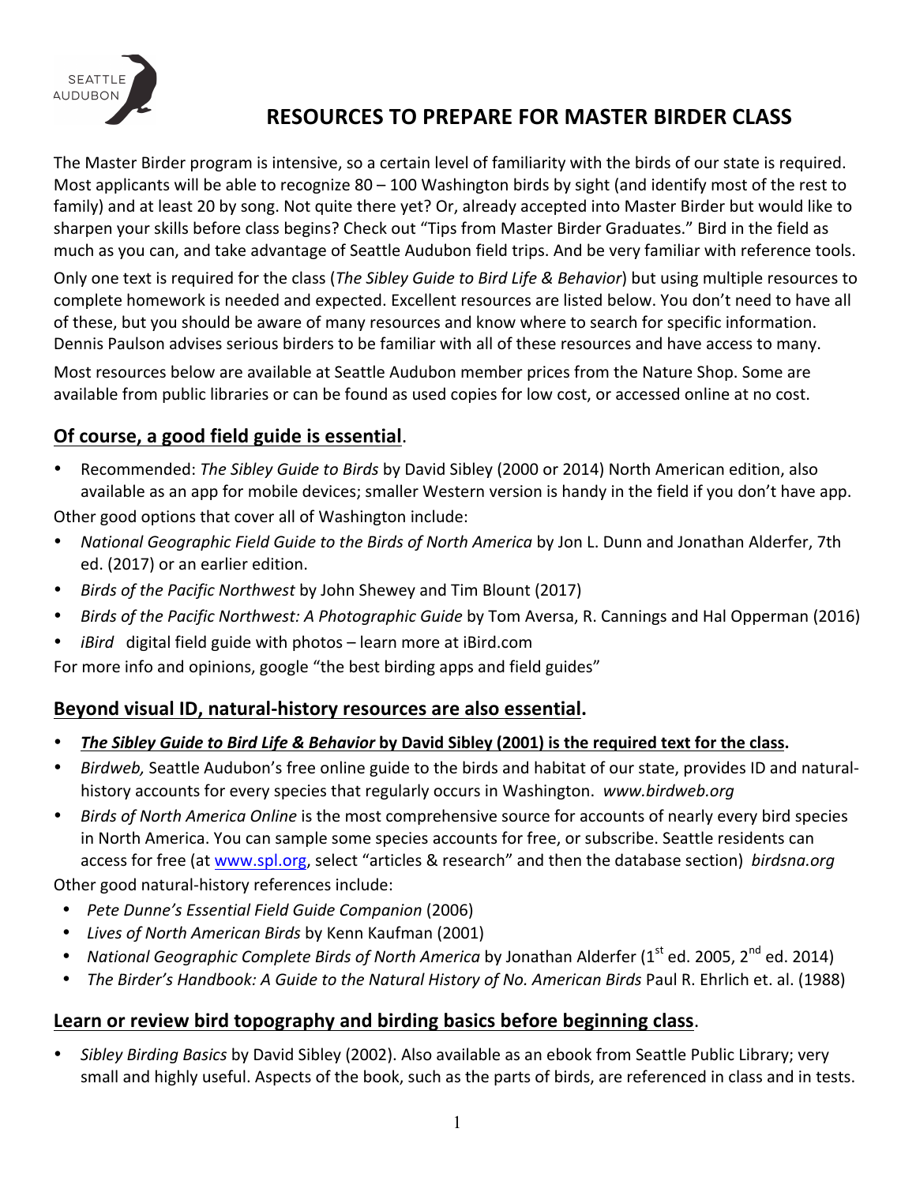SEATTLE AUDUBON

# RESOURCES TO PREPARE FOR MASTER BIRDER CLASS

The Master Birder program is intensive, so a certain level of familiarity with the birds of our state is required. Most applicants will be able to recognize 80 – 100 Washington birds by sight (and identify most of the rest to family) and at least 20 by song. Not quite there yet? Or, already accepted into Master Birder but would like to sharpen your skills before class begins? Check out "Tips from Master Birder Graduates." Bird in the field as much as you can, and take advantage of Seattle Audubon field trips. And be very familiar with reference tools.

Only one text is required for the class (*The Sibley Guide to Bird Life & Behavior*) but using multiple resources to complete homework is needed and expected. Excellent resources are listed below. You don't need to have all of these, but you should be aware of many resources and know where to search for specific information. Dennis Paulson advises serious birders to be familiar with all of these resources and have access to many.

Most resources below are available at Seattle Audubon member prices from the Nature Shop. Some are available from public libraries or can be found as used copies for low cost, or accessed online at no cost.

## Of course, a good field guide is essential.

- Recommended: *The Sibley Guide to Birds* by David Sibley (2000 or 2014) North American edition, also available as an app for mobile devices; smaller Western version is handy in the field if you don't have app.

Other good options that cover all of Washington include:

- *National Geographic Field Guide to the Birds of North America* by Jon L. Dunn and Jonathan Alderfer, 7th ed. (2017) or an earlier edition.
- *Birds of the Pacific Northwest* by John Shewey and Tim Blount (2017)
- *Birds of the Pacific Northwest: A Photographic Guide* by Tom Aversa, R. Cannings and Hal Opperman (2016)
- *iBird* digital field guide with photos – learn more at iBird.com

For more info and opinions, google "the best birding apps and field guides"

## Beyond visual ID, natural-history resources are also essential.

- ***The Sibley Guide to Bird Life & Behavior* by David Sibley (2001) is the required text for the class.**
- *Birdweb,* Seattle Audubon's free online guide to the birds and habitat of our state, provides ID and natural-history accounts for every species that regularly occurs in Washington. *www.birdweb.org*
- *Birds of North America Online* is the most comprehensive source for accounts of nearly every bird species in North America. You can sample some species accounts for free, or subscribe. Seattle residents can access for free (at www.spl.org, select "articles & research" and then the database section) *birdsna.org*

Other good natural-history references include:

- *Pete Dunne's Essential Field Guide Companion* (2006)
- *Lives of North American Birds* by Kenn Kaufman (2001)
- *National Geographic Complete Birds of North America* by Jonathan Alderfer (1st ed. 2005, 2nd ed. 2014)
- *The Birder's Handbook: A Guide to the Natural History of No. American Birds* Paul R. Ehrlich et. al. (1988)

## Learn or review bird topography and birding basics before beginning class.

- *Sibley Birding Basics* by David Sibley (2002). Also available as an ebook from Seattle Public Library; very small and highly useful. Aspects of the book, such as the parts of birds, are referenced in class and in tests.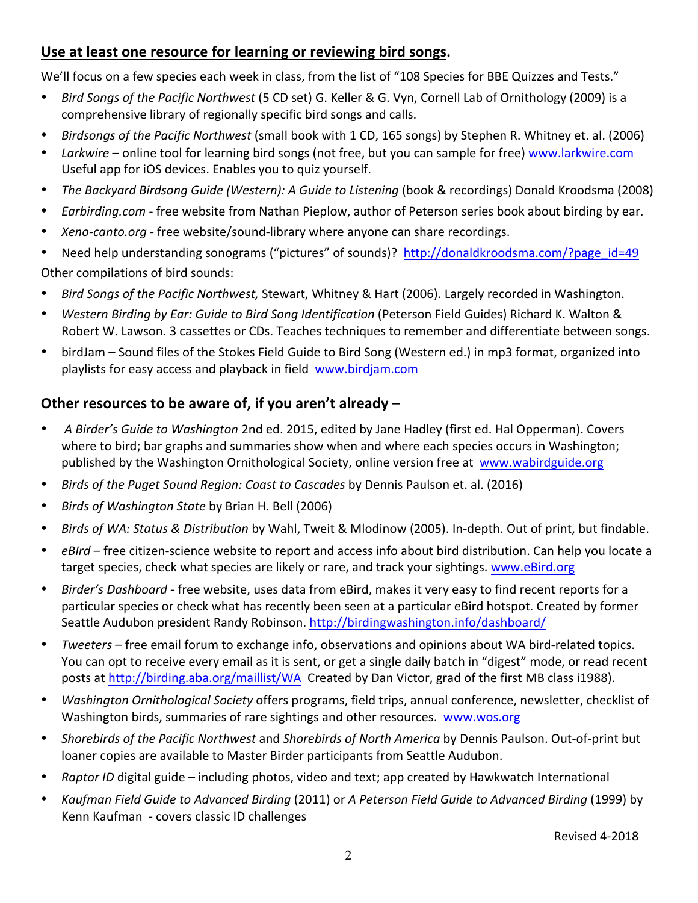## **Use at least one resource for learning or reviewing bird songs.**

We'll focus on a few species each week in class, from the list of "108 Species for BBE Quizzes and Tests."

- *Bird Songs of the Pacific Northwest* (5 CD set) G. Keller & G. Vyn, Cornell Lab of Ornithology (2009) is a comprehensive library of regionally specific bird songs and calls.
- *Birdsongs of the Pacific Northwest* (small book with 1 CD, 165 songs) by Stephen R. Whitney et. al. (2006)
- *Larkwire* – online tool for learning bird songs (not free, but you can sample for free) www.larkwire.com Useful app for iOS devices. Enables you to quiz yourself.
- *The Backyard Birdsong Guide (Western): A Guide to Listening* (book & recordings) Donald Kroodsma (2008)
- *Earbirding.com* - free website from Nathan Pieplow, author of Peterson series book about birding by ear.
- *Xeno-canto.org* - free website/sound-library where anyone can share recordings.
- Need help understanding sonograms ("pictures" of sounds)? http://donaldkroodsma.com/?page_id=49

Other compilations of bird sounds:

- *Bird Songs of the Pacific Northwest,* Stewart, Whitney & Hart (2006). Largely recorded in Washington.
- *Western Birding by Ear: Guide to Bird Song Identification* (Peterson Field Guides) Richard K. Walton & Robert W. Lawson. 3 cassettes or CDs. Teaches techniques to remember and differentiate between songs.
- birdJam – Sound files of the Stokes Field Guide to Bird Song (Western ed.) in mp3 format, organized into playlists for easy access and playback in field www.birdjam.com

## **Other resources to be aware of, if you aren't already** –

- *A Birder's Guide to Washington* 2nd ed. 2015, edited by Jane Hadley (first ed. Hal Opperman). Covers where to bird; bar graphs and summaries show when and where each species occurs in Washington; published by the Washington Ornithological Society, online version free at www.wabirdguide.org
- *Birds of the Puget Sound Region: Coast to Cascades* by Dennis Paulson et. al. (2016)
- *Birds of Washington State* by Brian H. Bell (2006)
- *Birds of WA: Status & Distribution* by Wahl, Tweit & Mlodinow (2005). In-depth. Out of print, but findable.
- *eBIrd* – free citizen-science website to report and access info about bird distribution. Can help you locate a target species, check what species are likely or rare, and track your sightings. www.eBird.org
- *Birder's Dashboard* - free website, uses data from eBird, makes it very easy to find recent reports for a particular species or check what has recently been seen at a particular eBird hotspot. Created by former Seattle Audubon president Randy Robinson. http://birdingwashington.info/dashboard/
- *Tweeters* – free email forum to exchange info, observations and opinions about WA bird-related topics. You can opt to receive every email as it is sent, or get a single daily batch in "digest" mode, or read recent posts at http://birding.aba.org/maillist/WA Created by Dan Victor, grad of the first MB class i1988).
- *Washington Ornithological Society* offers programs, field trips, annual conference, newsletter, checklist of Washington birds, summaries of rare sightings and other resources. www.wos.org
- *Shorebirds of the Pacific Northwest* and *Shorebirds of North America* by Dennis Paulson. Out-of-print but loaner copies are available to Master Birder participants from Seattle Audubon.
- *Raptor ID* digital guide – including photos, video and text; app created by Hawkwatch International
- *Kaufman Field Guide to Advanced Birding* (2011) or *A Peterson Field Guide to Advanced Birding* (1999) by Kenn Kaufman - covers classic ID challenges

Revised 4-2018